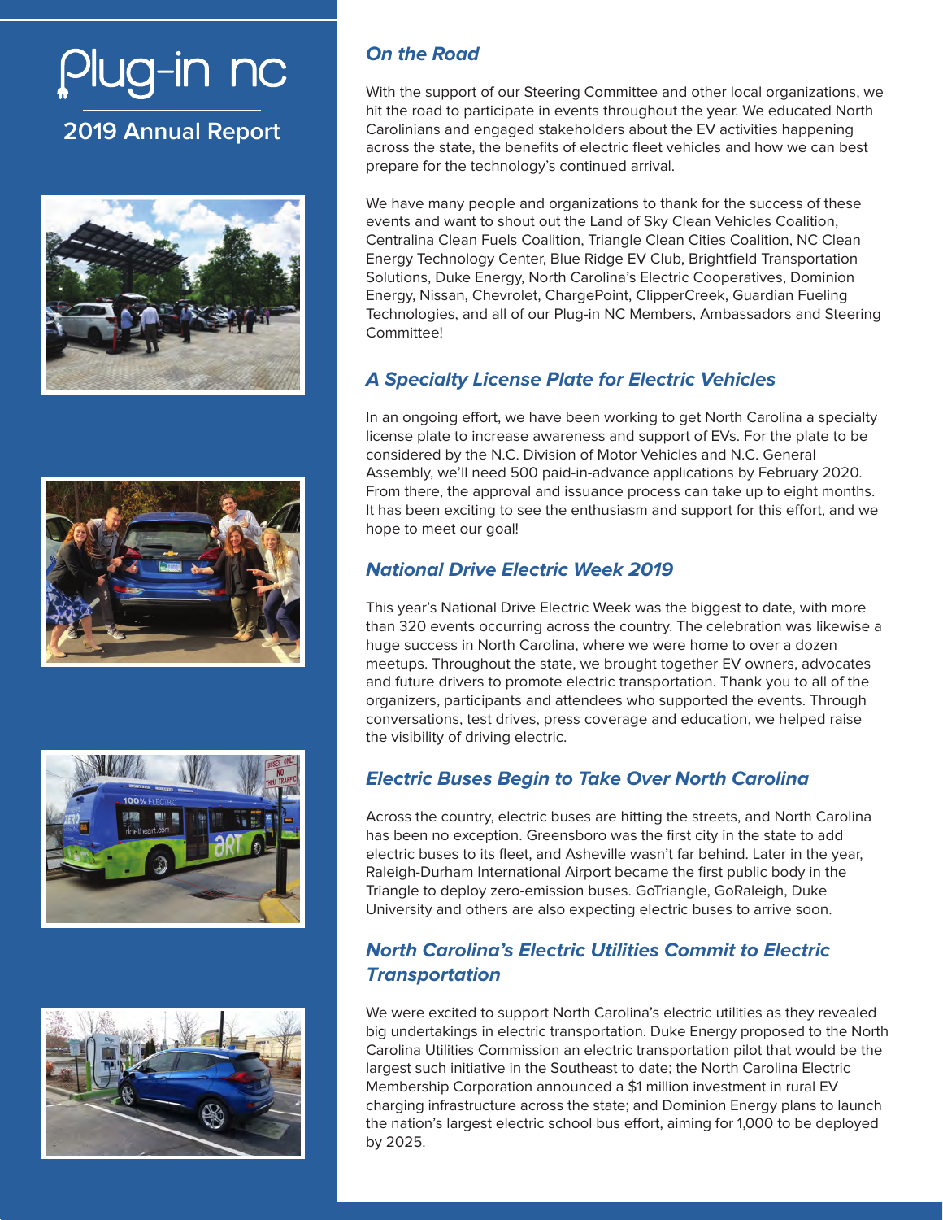# Plug-in nc

## 2019 Annual Report

### *On the Road*

With the support of our Steering Committee and other local organizations, we hit the road to participate in events throughout the year. We educated North Carolinians and engaged stakeholders about the EV activities happening across the state, the benefits of electric fleet vehicles and how we can best prepare for the technology's continued arrival.

We have many people and organizations to thank for the success of these events and want to shout out the Land of Sky Clean Vehicles Coalition, Centralina Clean Fuels Coalition, Triangle Clean Cities Coalition, NC Clean Energy Technology Center, Blue Ridge EV Club, Brightfield Transportation Solutions, Duke Energy, North Carolina's Electric Cooperatives, Dominion Energy, Nissan, Chevrolet, ChargePoint, ClipperCreek, Guardian Fueling Technologies, and all of our Plug-in NC Members, Ambassadors and Steering Committee!

### *A Specialty License Plate for Electric Vehicles*

In an ongoing effort, we have been working to get North Carolina a specialty license plate to increase awareness and support of EVs. For the plate to be considered by the N.C. Division of Motor Vehicles and N.C. General Assembly, we'll need 500 paid-in-advance applications by February 2020. From there, the approval and issuance process can take up to eight months. It has been exciting to see the enthusiasm and support for this effort, and we hope to meet our goal!

### *National Drive Electric Week 2019*

This year's National Drive Electric Week was the biggest to date, with more than 320 events occurring across the country. The celebration was likewise a huge success in North Carolina, where we were home to over a dozen meetups. Throughout the state, we brought together EV owners, advocates and future drivers to promote electric transportation. Thank you to all of the organizers, participants and attendees who supported the events. Through conversations, test drives, press coverage and education, we helped raise the visibility of driving electric.

### *Electric Buses Begin to Take Over North Carolina*

Across the country, electric buses are hitting the streets, and North Carolina has been no exception. Greensboro was the first city in the state to add electric buses to its fleet, and Asheville wasn't far behind. Later in the year, Raleigh-Durham International Airport became the first public body in the Triangle to deploy zero-emission buses. GoTriangle, GoRaleigh, Duke University and others are also expecting electric buses to arrive soon.

### *North Carolina's Electric Utilities Commit to Electric Transportation*

We were excited to support North Carolina's electric utilities as they revealed big undertakings in electric transportation. Duke Energy proposed to the North Carolina Utilities Commission an electric transportation pilot that would be the largest such initiative in the Southeast to date; the North Carolina Electric Membership Corporation announced a $1 million investment in rural EV charging infrastructure across the state; and Dominion Energy plans to launch the nation's largest electric school bus effort, aiming for 1,000 to be deployed by 2025.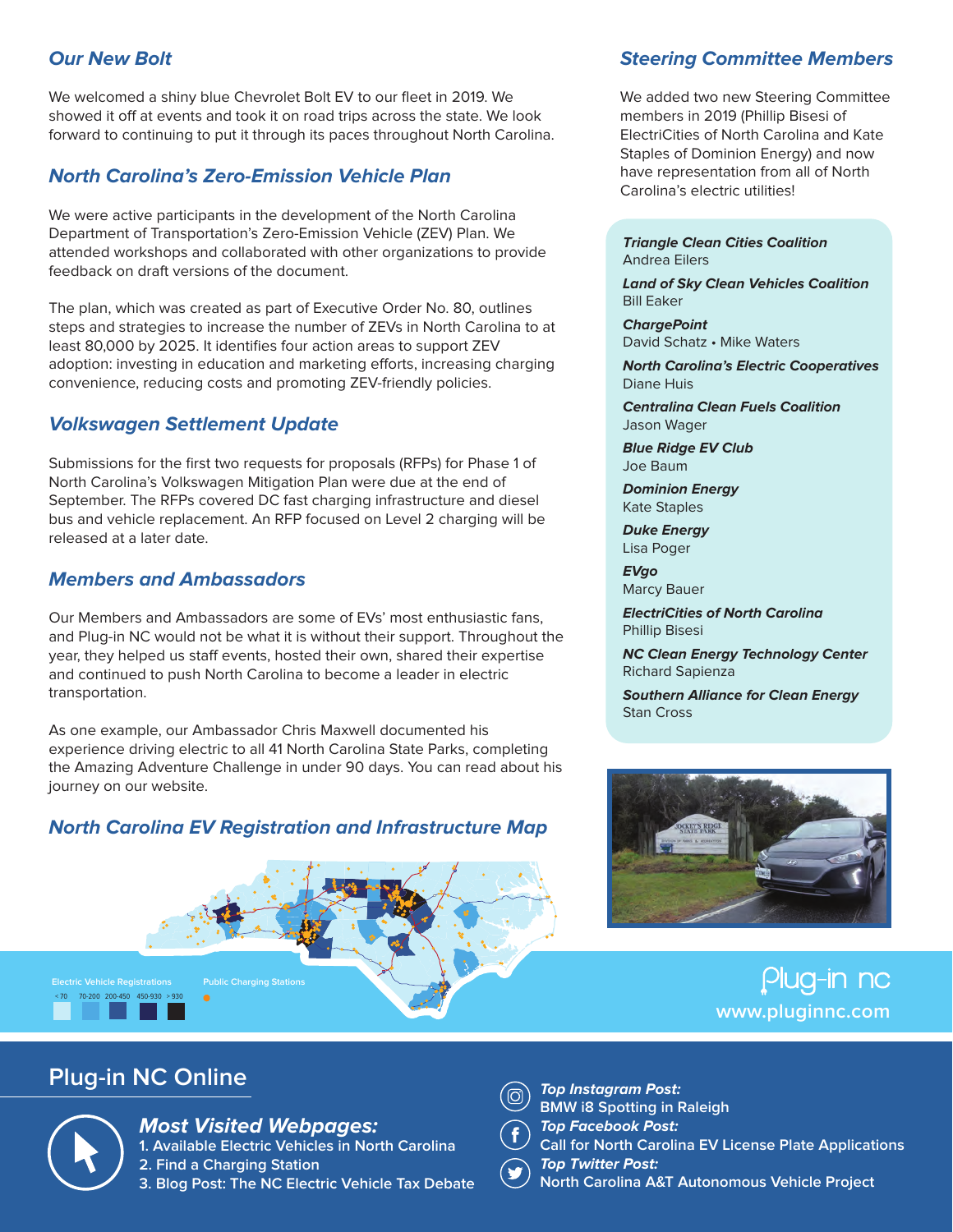## *Our New Bolt*

We welcomed a shiny blue Chevrolet Bolt EV to our fleet in 2019. We showed it off at events and took it on road trips across the state. We look forward to continuing to put it through its paces throughout North Carolina.

## *North Carolina's Zero-Emission Vehicle Plan*

We were active participants in the development of the North Carolina Department of Transportation's Zero-Emission Vehicle (ZEV) Plan. We attended workshops and collaborated with other organizations to provide feedback on draft versions of the document.

The plan, which was created as part of Executive Order No. 80, outlines steps and strategies to increase the number of ZEVs in North Carolina to at least 80,000 by 2025. It identifies four action areas to support ZEV adoption: investing in education and marketing efforts, increasing charging convenience, reducing costs and promoting ZEV-friendly policies.

## *Volkswagen Settlement Update*

Submissions for the first two requests for proposals (RFPs) for Phase 1 of North Carolina's Volkswagen Mitigation Plan were due at the end of September. The RFPs covered DC fast charging infrastructure and diesel bus and vehicle replacement. An RFP focused on Level 2 charging will be released at a later date.

## *Members and Ambassadors*

Our Members and Ambassadors are some of EVs' most enthusiastic fans, and Plug-in NC would not be what it is without their support. Throughout the year, they helped us staff events, hosted their own, shared their expertise and continued to push North Carolina to become a leader in electric transportation.

As one example, our Ambassador Chris Maxwell documented his experience driving electric to all 41 North Carolina State Parks, completing the Amazing Adventure Challenge in under 90 days. You can read about his journey on our website.

## *North Carolina EV Registration and Infrastructure Map*

Electric Vehicle Registrations
< 70
70-200
200-450
450-930
> 930

Public Charging Stations

## *Steering Committee Members*

We added two new Steering Committee members in 2019 (Phillip Bisesi of ElectriCities of North Carolina and Kate Staples of Dominion Energy) and now have representation from all of North Carolina's electric utilities!

***Triangle Clean Cities Coalition***
Andrea Eilers

***Land of Sky Clean Vehicles Coalition***
Bill Eaker

***ChargePoint***
David Schatz • Mike Waters

***North Carolina's Electric Cooperatives***
Diane Huis

***Centralina Clean Fuels Coalition***
Jason Wager

***Blue Ridge EV Club***
Joe Baum

***Dominion Energy***
Kate Staples

***Duke Energy***
Lisa Poger

***EVgo***
Marcy Bauer

***ElectriCities of North Carolina***
Phillip Bisesi

***NC Clean Energy Technology Center***
Richard Sapienza

***Southern Alliance for Clean Energy***
Stan Cross

Plug-in nc
www.pluginnc.com

## Plug-in NC Online

### *Most Visited Webpages:*

1. Available Electric Vehicles in North Carolina
2. Find a Charging Station
3. Blog Post: The NC Electric Vehicle Tax Debate

***Top Instagram Post:***
BMW i8 Spotting in Raleigh

***Top Facebook Post:***
Call for North Carolina EV License Plate Applications

***Top Twitter Post:***
North Carolina A&T Autonomous Vehicle Project